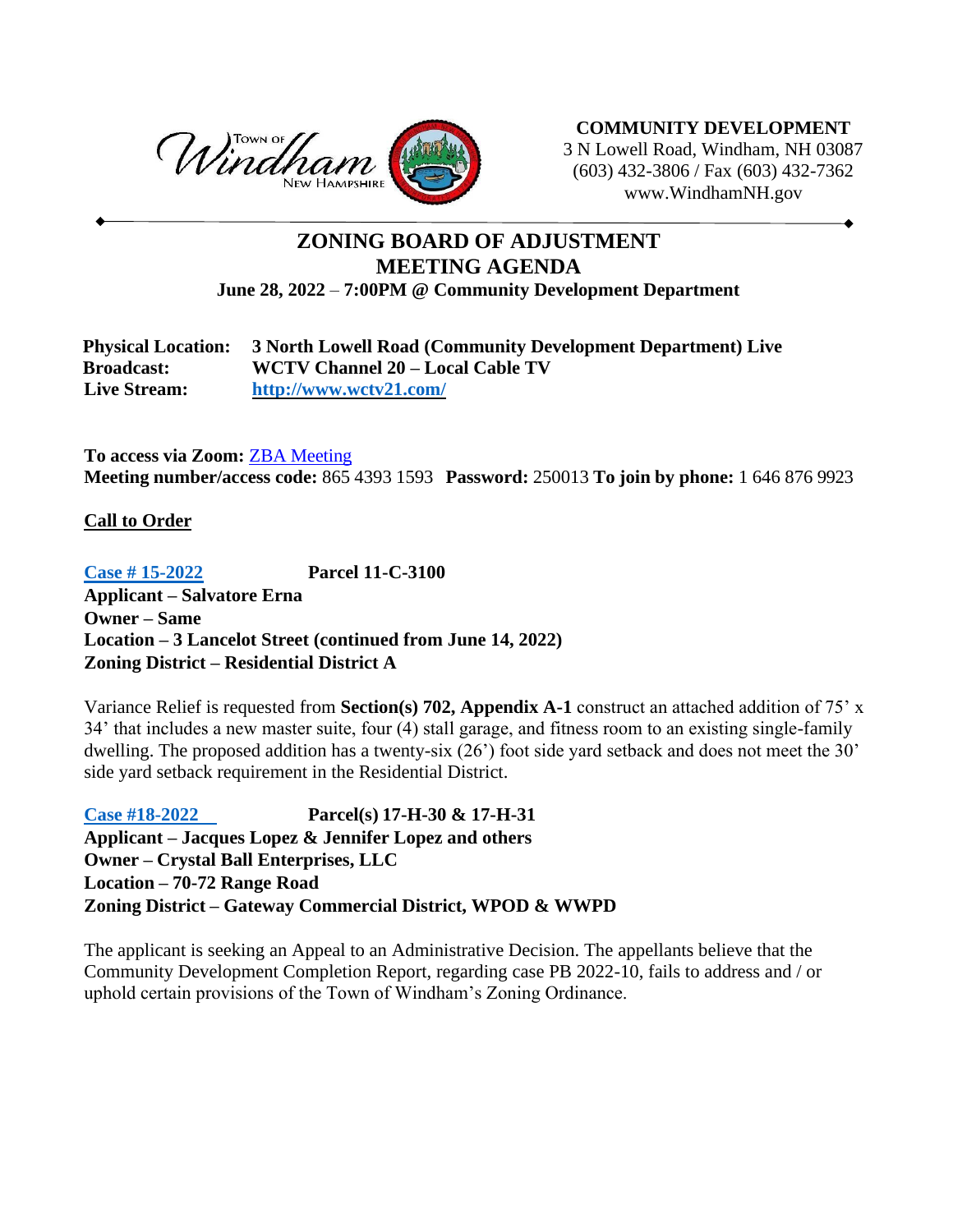Town of Windham New Hampshire

**COMMUNITY DEVELOPMENT**
3 N Lowell Road, Windham, NH 03087
(603) 432-3806 / Fax (603) 432-7362
www.WindhamNH.gov

# ZONING BOARD OF ADJUSTMENT
# MEETING AGENDA

**June 28, 2022 – 7:00PM @ Community Development Department**

**Physical Location:** **3 North Lowell Road (Community Development Department) Live**
**Broadcast:** **WCTV Channel 20 – Local Cable TV**
**Live Stream:** **http://www.wctv21.com/**

**To access via Zoom:** ZBA Meeting
**Meeting number/access code:** 865 4393 1593 **Password:** 250013 **To join by phone:** 1 646 876 9923

**Call to Order**

**Case # 15-2022** **Parcel 11-C-3100**
**Applicant – Salvatore Erna**
**Owner – Same**
**Location – 3 Lancelot Street (continued from June 14, 2022)**
**Zoning District – Residential District A**

Variance Relief is requested from **Section(s) 702, Appendix A-1** construct an attached addition of 75' x 34' that includes a new master suite, four (4) stall garage, and fitness room to an existing single-family dwelling. The proposed addition has a twenty-six (26') foot side yard setback and does not meet the 30' side yard setback requirement in the Residential District.

**Case #18-2022** **Parcel(s) 17-H-30 & 17-H-31**
**Applicant – Jacques Lopez & Jennifer Lopez and others**
**Owner – Crystal Ball Enterprises, LLC**
**Location – 70-72 Range Road**
**Zoning District – Gateway Commercial District, WPOD & WWPD**

The applicant is seeking an Appeal to an Administrative Decision. The appellants believe that the Community Development Completion Report, regarding case PB 2022-10, fails to address and / or uphold certain provisions of the Town of Windham's Zoning Ordinance.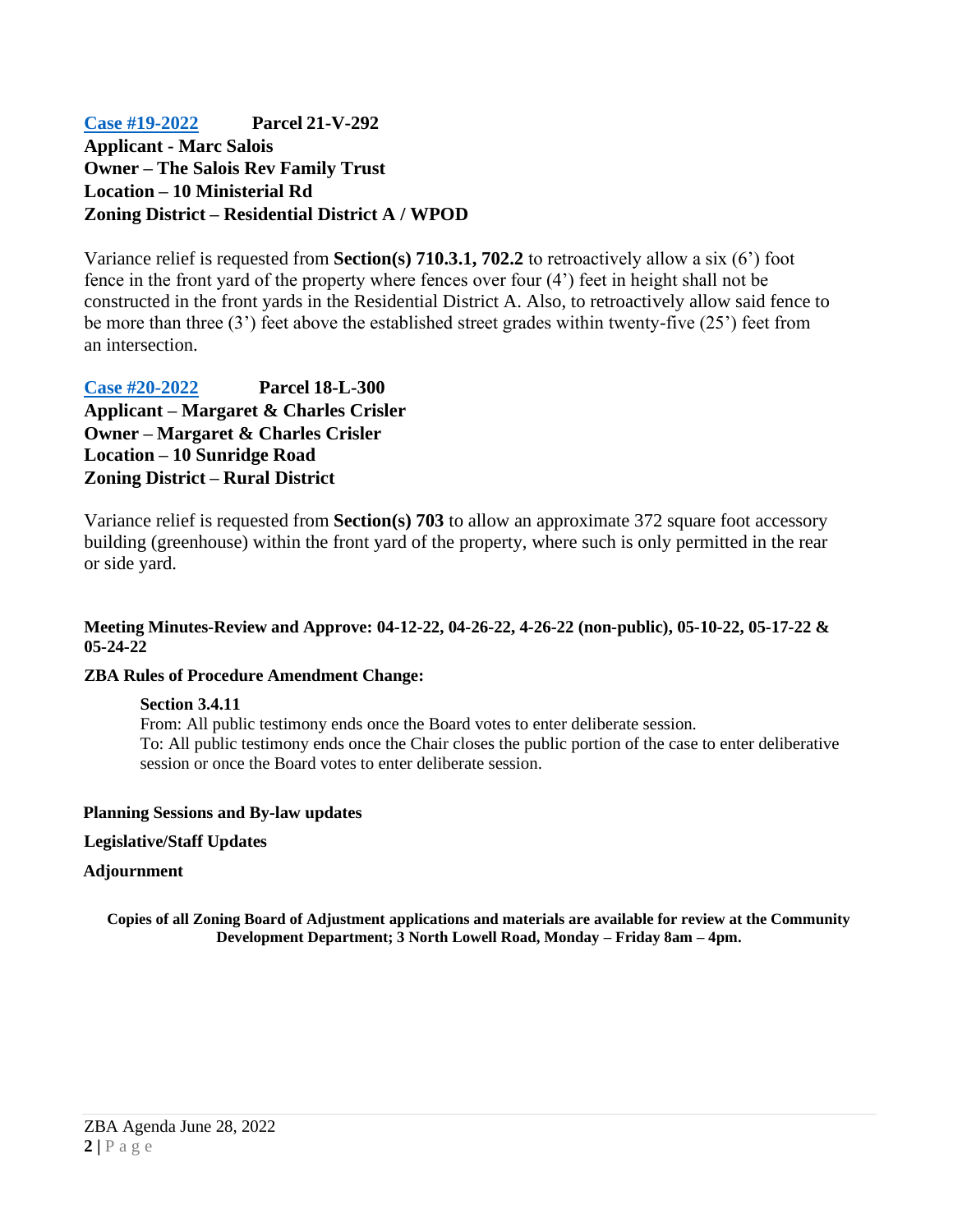**Case #19-2022** **Parcel 21-V-292**
**Applicant - Marc Salois**
**Owner – The Salois Rev Family Trust**
**Location – 10 Ministerial Rd**
**Zoning District – Residential District A / WPOD**

Variance relief is requested from **Section(s) 710.3.1, 702.2** to retroactively allow a six (6') foot fence in the front yard of the property where fences over four (4') feet in height shall not be constructed in the front yards in the Residential District A. Also, to retroactively allow said fence to be more than three (3') feet above the established street grades within twenty-five (25') feet from an intersection.

**Case #20-2022** **Parcel 18-L-300**
**Applicant – Margaret & Charles Crisler**
**Owner – Margaret & Charles Crisler**
**Location – 10 Sunridge Road**
**Zoning District – Rural District**

Variance relief is requested from **Section(s) 703** to allow an approximate 372 square foot accessory building (greenhouse) within the front yard of the property, where such is only permitted in the rear or side yard.

**Meeting Minutes-Review and Approve: 04-12-22, 04-26-22, 4-26-22 (non-public), 05-10-22, 05-17-22 & 05-24-22**

**ZBA Rules of Procedure Amendment Change:**

**Section 3.4.11**
From: All public testimony ends once the Board votes to enter deliberate session.
To: All public testimony ends once the Chair closes the public portion of the case to enter deliberative session or once the Board votes to enter deliberate session.

**Planning Sessions and By-law updates**

**Legislative/Staff Updates**

**Adjournment**

**Copies of all Zoning Board of Adjustment applications and materials are available for review at the Community Development Department; 3 North Lowell Road, Monday – Friday 8am – 4pm.**